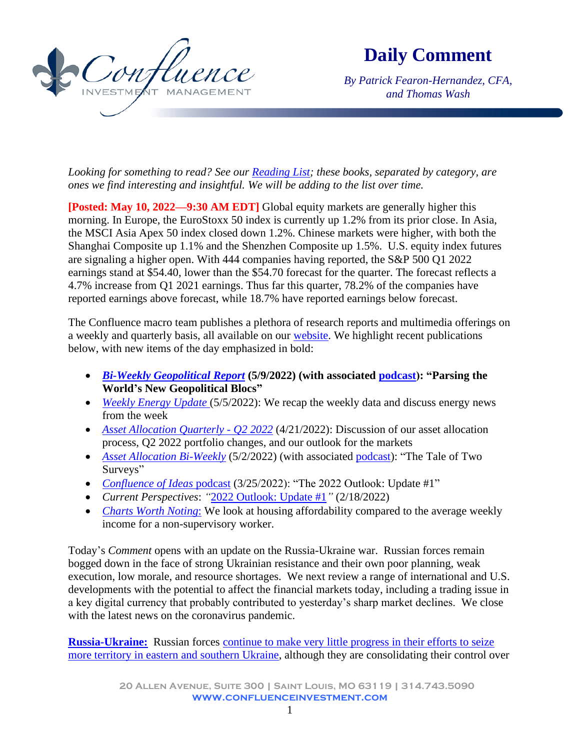# Daily Comment

*By Patrick Fearon-Hernandez, CFA, and Thomas Wash*

*Looking for something to read? See our Reading List; these books, separated by category, are ones we find interesting and insightful. We will be adding to the list over time.*

**[Posted: May 10, 2022—9:30 AM EDT]** Global equity markets are generally higher this morning. In Europe, the EuroStoxx 50 index is currently up 1.2% from its prior close. In Asia, the MSCI Asia Apex 50 index closed down 1.2%. Chinese markets were higher, with both the Shanghai Composite up 1.1% and the Shenzhen Composite up 1.5%. U.S. equity index futures are signaling a higher open. With 444 companies having reported, the S&P 500 Q1 2022 earnings stand at $54.40, lower than the $54.70 forecast for the quarter. The forecast reflects a 4.7% increase from Q1 2021 earnings. Thus far this quarter, 78.2% of the companies have reported earnings above forecast, while 18.7% have reported earnings below forecast.

The Confluence macro team publishes a plethora of research reports and multimedia offerings on a weekly and quarterly basis, all available on our website. We highlight recent publications below, with new items of the day emphasized in bold:

- ***Bi-Weekly Geopolitical Report* (5/9/2022) (with associated podcast): "Parsing the World's New Geopolitical Blocs"**
- *Weekly Energy Update* (5/5/2022): We recap the weekly data and discuss energy news from the week
- *Asset Allocation Quarterly - Q2 2022* (4/21/2022): Discussion of our asset allocation process, Q2 2022 portfolio changes, and our outlook for the markets
- *Asset Allocation Bi-Weekly* (5/2/2022) (with associated podcast): "The Tale of Two Surveys"
- *Confluence of Ideas* podcast (3/25/2022): "The 2022 Outlook: Update #1"
- *Current Perspectives*: "2022 Outlook: Update #1" (2/18/2022)
- *Charts Worth Noting*: We look at housing affordability compared to the average weekly income for a non-supervisory worker.

Today's *Comment* opens with an update on the Russia-Ukraine war. Russian forces remain bogged down in the face of strong Ukrainian resistance and their own poor planning, weak execution, low morale, and resource shortages. We next review a range of international and U.S. developments with the potential to affect the financial markets today, including a trading issue in a key digital currency that probably contributed to yesterday's sharp market declines. We close with the latest news on the coronavirus pandemic.

**Russia-Ukraine:** Russian forces continue to make very little progress in their efforts to seize more territory in eastern and southern Ukraine, although they are consolidating their control over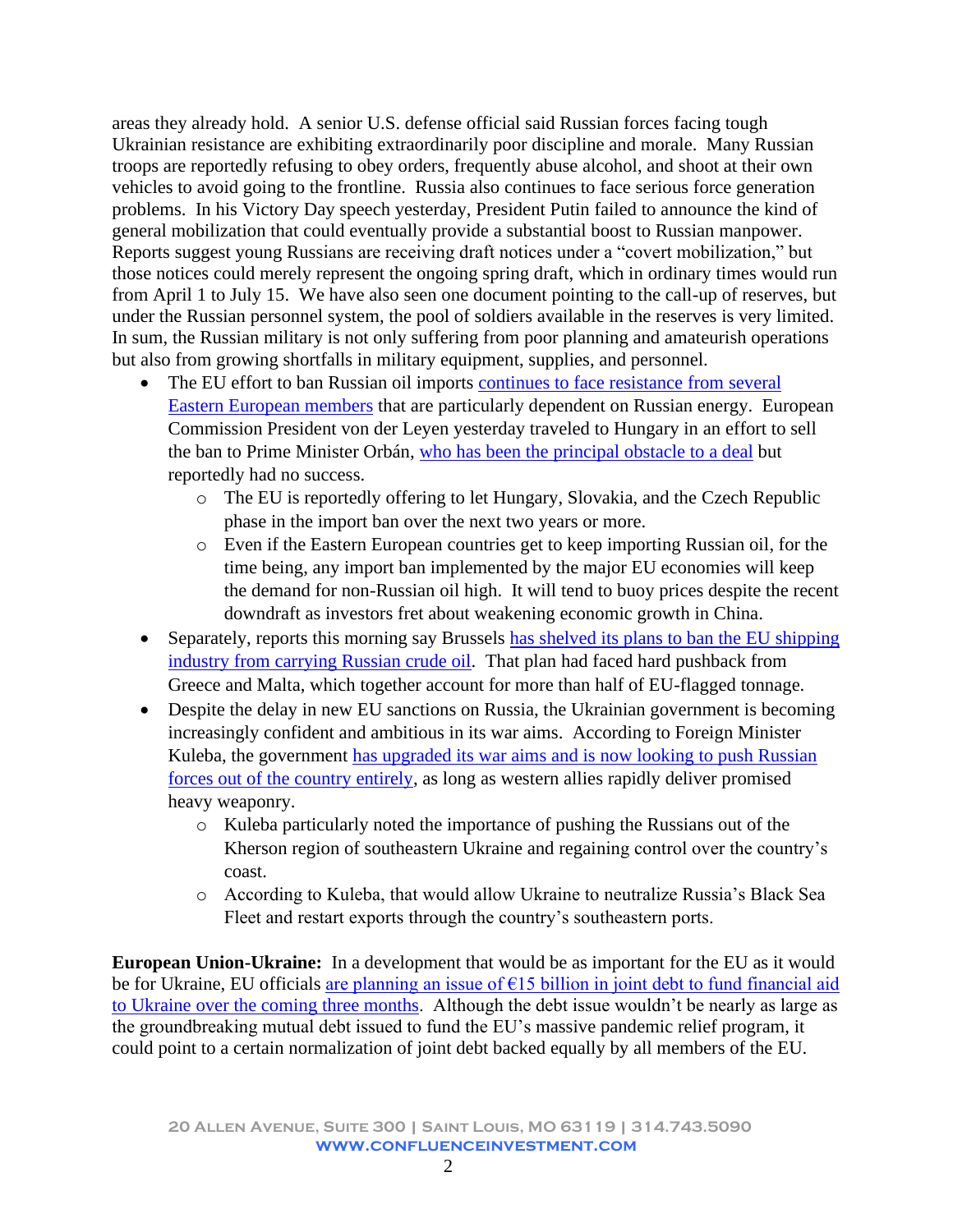areas they already hold. A senior U.S. defense official said Russian forces facing tough Ukrainian resistance are exhibiting extraordinarily poor discipline and morale. Many Russian troops are reportedly refusing to obey orders, frequently abuse alcohol, and shoot at their own vehicles to avoid going to the frontline. Russia also continues to face serious force generation problems. In his Victory Day speech yesterday, President Putin failed to announce the kind of general mobilization that could eventually provide a substantial boost to Russian manpower. Reports suggest young Russians are receiving draft notices under a "covert mobilization," but those notices could merely represent the ongoing spring draft, which in ordinary times would run from April 1 to July 15. We have also seen one document pointing to the call-up of reserves, but under the Russian personnel system, the pool of soldiers available in the reserves is very limited. In sum, the Russian military is not only suffering from poor planning and amateurish operations but also from growing shortfalls in military equipment, supplies, and personnel.

- The EU effort to ban Russian oil imports continues to face resistance from several Eastern European members that are particularly dependent on Russian energy. European Commission President von der Leyen yesterday traveled to Hungary in an effort to sell the ban to Prime Minister Orbán, who has been the principal obstacle to a deal but reportedly had no success.
  - The EU is reportedly offering to let Hungary, Slovakia, and the Czech Republic phase in the import ban over the next two years or more.
  - Even if the Eastern European countries get to keep importing Russian oil, for the time being, any import ban implemented by the major EU economies will keep the demand for non-Russian oil high. It will tend to buoy prices despite the recent downdraft as investors fret about weakening economic growth in China.
- Separately, reports this morning say Brussels has shelved its plans to ban the EU shipping industry from carrying Russian crude oil. That plan had faced hard pushback from Greece and Malta, which together account for more than half of EU-flagged tonnage.
- Despite the delay in new EU sanctions on Russia, the Ukrainian government is becoming increasingly confident and ambitious in its war aims. According to Foreign Minister Kuleba, the government has upgraded its war aims and is now looking to push Russian forces out of the country entirely, as long as western allies rapidly deliver promised heavy weaponry.
  - Kuleba particularly noted the importance of pushing the Russians out of the Kherson region of southeastern Ukraine and regaining control over the country's coast.
  - According to Kuleba, that would allow Ukraine to neutralize Russia's Black Sea Fleet and restart exports through the country's southeastern ports.

**European Union-Ukraine:** In a development that would be as important for the EU as it would be for Ukraine, EU officials are planning an issue of €15 billion in joint debt to fund financial aid to Ukraine over the coming three months. Although the debt issue wouldn't be nearly as large as the groundbreaking mutual debt issued to fund the EU's massive pandemic relief program, it could point to a certain normalization of joint debt backed equally by all members of the EU.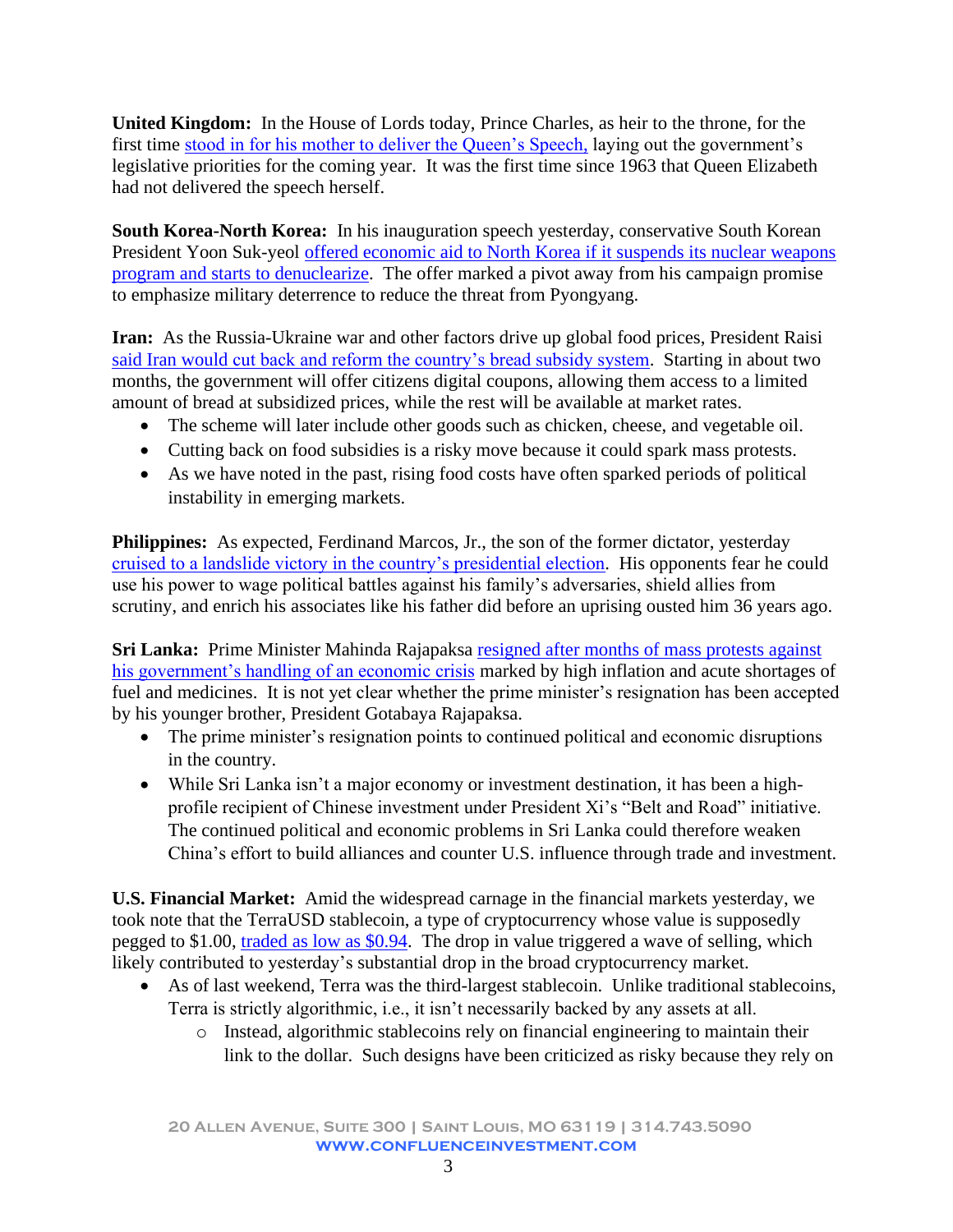**United Kingdom:** In the House of Lords today, Prince Charles, as heir to the throne, for the first time stood in for his mother to deliver the Queen's Speech, laying out the government's legislative priorities for the coming year. It was the first time since 1963 that Queen Elizabeth had not delivered the speech herself.

**South Korea-North Korea:** In his inauguration speech yesterday, conservative South Korean President Yoon Suk-yeol offered economic aid to North Korea if it suspends its nuclear weapons program and starts to denuclearize. The offer marked a pivot away from his campaign promise to emphasize military deterrence to reduce the threat from Pyongyang.

**Iran:** As the Russia-Ukraine war and other factors drive up global food prices, President Raisi said Iran would cut back and reform the country's bread subsidy system. Starting in about two months, the government will offer citizens digital coupons, allowing them access to a limited amount of bread at subsidized prices, while the rest will be available at market rates.

- The scheme will later include other goods such as chicken, cheese, and vegetable oil.
- Cutting back on food subsidies is a risky move because it could spark mass protests.
- As we have noted in the past, rising food costs have often sparked periods of political instability in emerging markets.

**Philippines:** As expected, Ferdinand Marcos, Jr., the son of the former dictator, yesterday cruised to a landslide victory in the country's presidential election. His opponents fear he could use his power to wage political battles against his family's adversaries, shield allies from scrutiny, and enrich his associates like his father did before an uprising ousted him 36 years ago.

**Sri Lanka:** Prime Minister Mahinda Rajapaksa resigned after months of mass protests against his government's handling of an economic crisis marked by high inflation and acute shortages of fuel and medicines. It is not yet clear whether the prime minister's resignation has been accepted by his younger brother, President Gotabaya Rajapaksa.

- The prime minister's resignation points to continued political and economic disruptions in the country.
- While Sri Lanka isn't a major economy or investment destination, it has been a high-profile recipient of Chinese investment under President Xi's "Belt and Road" initiative. The continued political and economic problems in Sri Lanka could therefore weaken China's effort to build alliances and counter U.S. influence through trade and investment.

**U.S. Financial Market:** Amid the widespread carnage in the financial markets yesterday, we took note that the TerraUSD stablecoin, a type of cryptocurrency whose value is supposedly pegged to $1.00, traded as low as $0.94. The drop in value triggered a wave of selling, which likely contributed to yesterday's substantial drop in the broad cryptocurrency market.

- As of last weekend, Terra was the third-largest stablecoin. Unlike traditional stablecoins, Terra is strictly algorithmic, i.e., it isn't necessarily backed by any assets at all.
    - Instead, algorithmic stablecoins rely on financial engineering to maintain their link to the dollar. Such designs have been criticized as risky because they rely on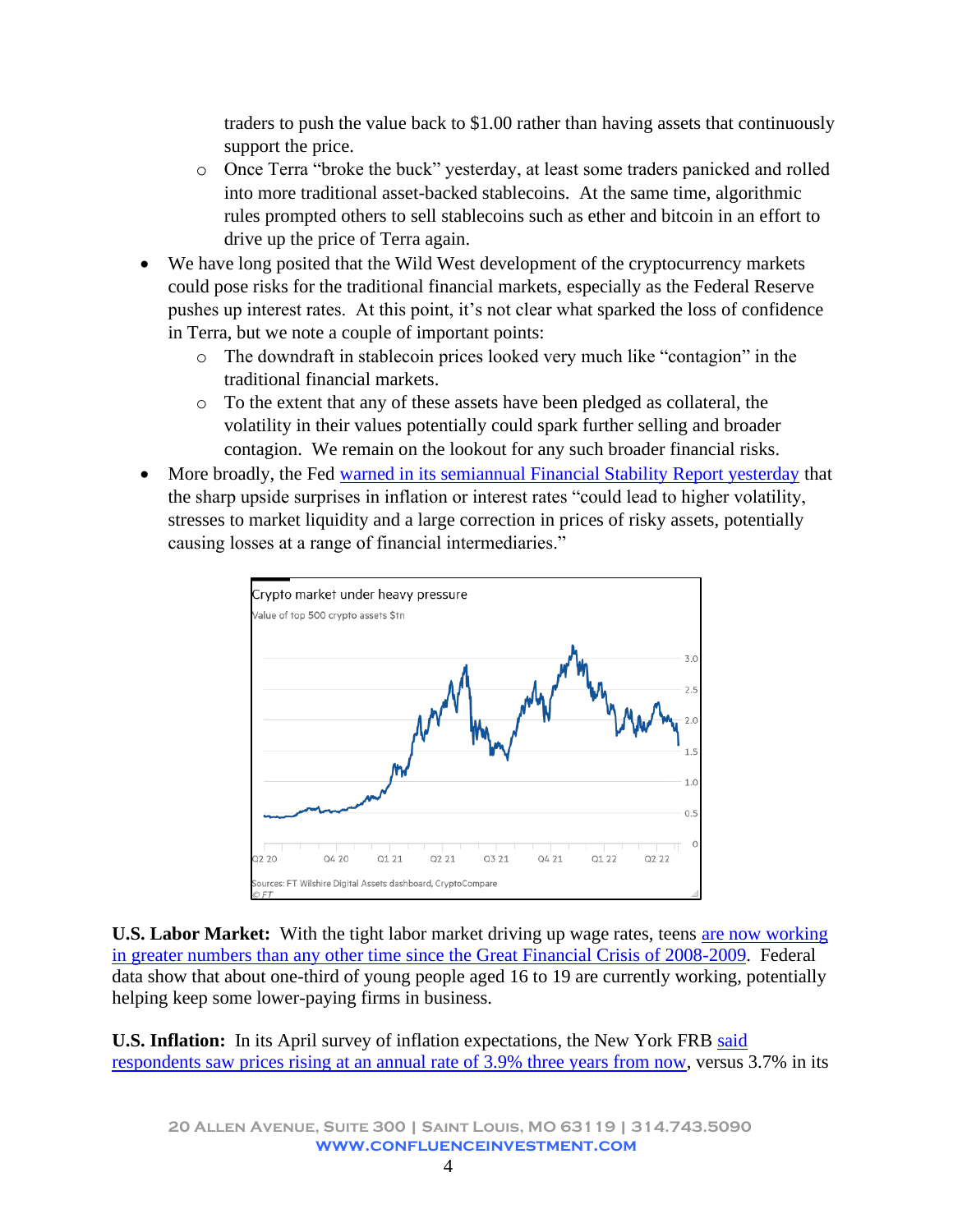traders to push the value back to $1.00 rather than having assets that continuously support the price.
    - Once Terra "broke the buck" yesterday, at least some traders panicked and rolled into more traditional asset-backed stablecoins. At the same time, algorithmic rules prompted others to sell stablecoins such as ether and bitcoin in an effort to drive up the price of Terra again.
- We have long posited that the Wild West development of the cryptocurrency markets could pose risks for the traditional financial markets, especially as the Federal Reserve pushes up interest rates. At this point, it's not clear what sparked the loss of confidence in Terra, but we note a couple of important points:
    - The downdraft in stablecoin prices looked very much like "contagion" in the traditional financial markets.
    - To the extent that any of these assets have been pledged as collateral, the volatility in their values potentially could spark further selling and broader contagion. We remain on the lookout for any such broader financial risks.
- More broadly, the Fed warned in its semiannual Financial Stability Report yesterday that the sharp upside surprises in inflation or interest rates "could lead to higher volatility, stresses to market liquidity and a large correction in prices of risky assets, potentially causing losses at a range of financial intermediaries."

Crypto market under heavy pressure

Value of top 500 crypto assets $tn

Sources: FT Wilshire Digital Assets dashboard, CryptoCompare
© FT

**U.S. Labor Market:** With the tight labor market driving up wage rates, teens are now working in greater numbers than any other time since the Great Financial Crisis of 2008-2009. Federal data show that about one-third of young people aged 16 to 19 are currently working, potentially helping keep some lower-paying firms in business.

**U.S. Inflation:** In its April survey of inflation expectations, the New York FRB said respondents saw prices rising at an annual rate of 3.9% three years from now, versus 3.7% in its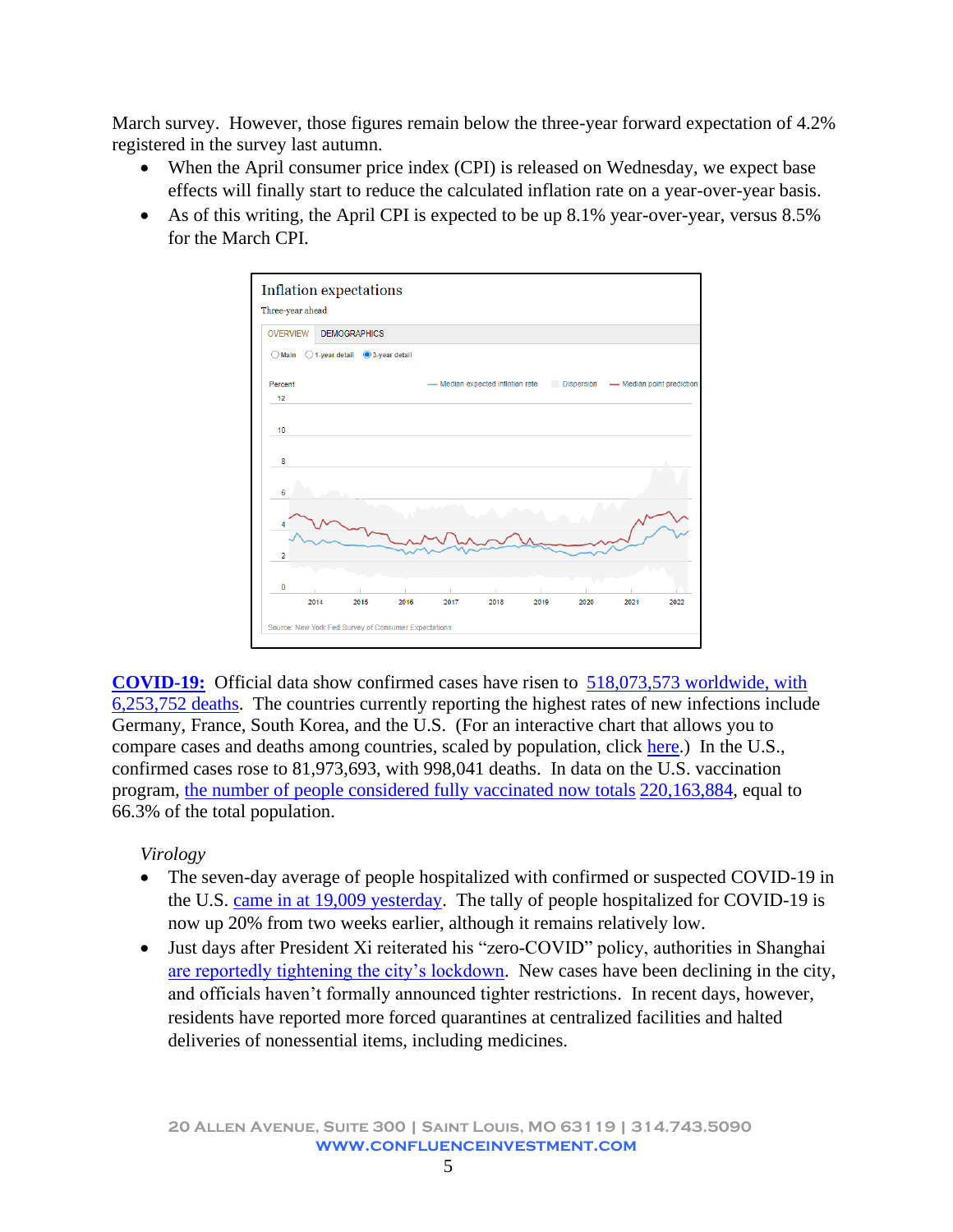March survey. However, those figures remain below the three-year forward expectation of 4.2% registered in the survey last autumn.

- When the April consumer price index (CPI) is released on Wednesday, we expect base effects will finally start to reduce the calculated inflation rate on a year-over-year basis.
- As of this writing, the April CPI is expected to be up 8.1% year-over-year, versus 8.5% for the March CPI.

**COVID-19:** Official data show confirmed cases have risen to 518,073,573 worldwide, with 6,253,752 deaths. The countries currently reporting the highest rates of new infections include Germany, France, South Korea, and the U.S. (For an interactive chart that allows you to compare cases and deaths among countries, scaled by population, click here.) In the U.S., confirmed cases rose to 81,973,693, with 998,041 deaths. In data on the U.S. vaccination program, the number of people considered fully vaccinated now totals 220,163,884, equal to 66.3% of the total population.

*Virology*

- The seven-day average of people hospitalized with confirmed or suspected COVID-19 in the U.S. came in at 19,009 yesterday. The tally of people hospitalized for COVID-19 is now up 20% from two weeks earlier, although it remains relatively low.
- Just days after President Xi reiterated his "zero-COVID" policy, authorities in Shanghai are reportedly tightening the city's lockdown. New cases have been declining in the city, and officials haven't formally announced tighter restrictions. In recent days, however, residents have reported more forced quarantines at centralized facilities and halted deliveries of nonessential items, including medicines.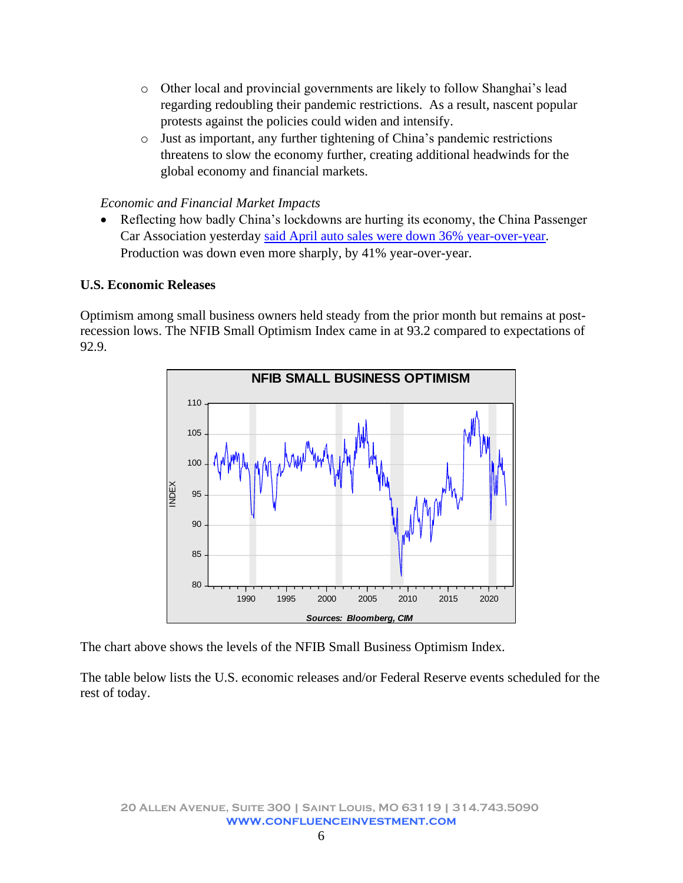- Other local and provincial governments are likely to follow Shanghai's lead regarding redoubling their pandemic restrictions. As a result, nascent popular protests against the policies could widen and intensify.
    - Just as important, any further tightening of China's pandemic restrictions threatens to slow the economy further, creating additional headwinds for the global economy and financial markets.

*Economic and Financial Market Impacts*

- Reflecting how badly China's lockdowns are hurting its economy, the China Passenger Car Association yesterday said April auto sales were down 36% year-over-year. Production was down even more sharply, by 41% year-over-year.

**U.S. Economic Releases**

Optimism among small business owners held steady from the prior month but remains at post-recession lows. The NFIB Small Optimism Index came in at 93.2 compared to expectations of 92.9.

The chart above shows the levels of the NFIB Small Business Optimism Index.

The table below lists the U.S. economic releases and/or Federal Reserve events scheduled for the rest of today.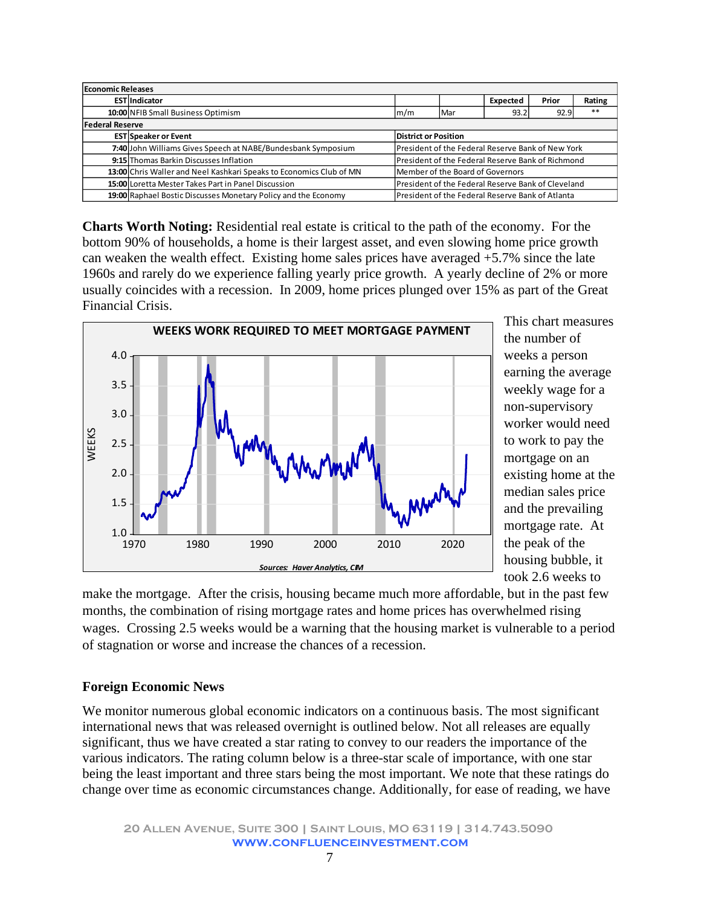| Economic Releases | | | | | | |
|---|---|---|---|---|---|---|
| EST | Indicator | | | Expected | Prior | Rating |
| 10:00 | NFIB Small Business Optimism | m/m | Mar | 93.2 | 92.9 | ** |
| **Federal Reserve** | | | | | | |
| EST | Speaker or Event | District or Position | | | | |
| 7:40 | John Williams Gives Speech at NABE/Bundesbank Symposium | President of the Federal Reserve Bank of New York | | | | |
| 9:15 | Thomas Barkin Discusses Inflation | President of the Federal Reserve Bank of Richmond | | | | |
| 13:00 | Chris Waller and Neel Kashkari Speaks to Economics Club of MN | Member of the Board of Governors | | | | |
| 15:00 | Loretta Mester Takes Part in Panel Discussion | President of the Federal Reserve Bank of Cleveland | | | | |
| 19:00 | Raphael Bostic Discusses Monetary Policy and the Economy | President of the Federal Reserve Bank of Atlanta | | | | |

**Charts Worth Noting:** Residential real estate is critical to the path of the economy. For the bottom 90% of households, a home is their largest asset, and even slowing home price growth can weaken the wealth effect. Existing home sales prices have averaged +5.7% since the late 1960s and rarely do we experience falling yearly price growth. A yearly decline of 2% or more usually coincides with a recession. In 2009, home prices plunged over 15% as part of the Great Financial Crisis.

This chart measures the number of weeks a person earning the average weekly wage for a non-supervisory worker would need to work to pay the mortgage on an existing home at the median sales price and the prevailing mortgage rate. At the peak of the housing bubble, it took 2.6 weeks to make the mortgage. After the crisis, housing became much more affordable, but in the past few months, the combination of rising mortgage rates and home prices has overwhelmed rising wages. Crossing 2.5 weeks would be a warning that the housing market is vulnerable to a period of stagnation or worse and increase the chances of a recession.

## Foreign Economic News

We monitor numerous global economic indicators on a continuous basis. The most significant international news that was released overnight is outlined below. Not all releases are equally significant, thus we have created a star rating to convey to our readers the importance of the various indicators. The rating column below is a three-star scale of importance, with one star being the least important and three stars being the most important. We note that these ratings do change over time as economic circumstances change. Additionally, for ease of reading, we have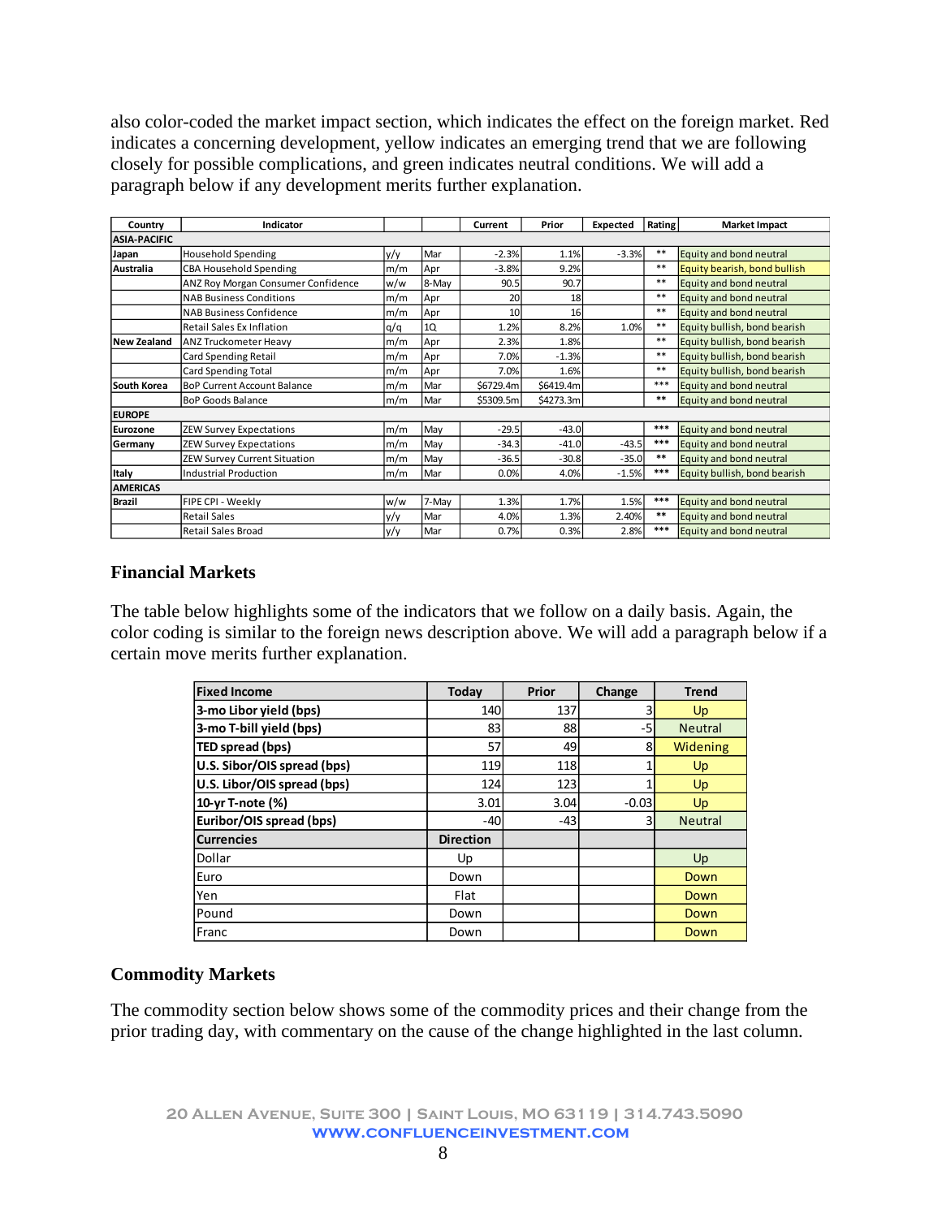also color-coded the market impact section, which indicates the effect on the foreign market. Red indicates a concerning development, yellow indicates an emerging trend that we are following closely for possible complications, and green indicates neutral conditions. We will add a paragraph below if any development merits further explanation.

| Country | Indicator | | | Current | Prior | Expected | Rating | Market Impact |
|---|---|---|---|---|---|---|---|---|
| **ASIA-PACIFIC** | | | | | | | | |
| **Japan** | Household Spending | y/y | Mar | -2.3% | 1.1% | -3.3% | ** | Equity and bond neutral |
| **Australia** | CBA Household Spending | m/m | Apr | -3.8% | 9.2% | | ** | Equity bearish, bond bullish |
| | ANZ Roy Morgan Consumer Confidence | w/w | 8-May | 90.5 | 90.7 | | ** | Equity and bond neutral |
| | NAB Business Conditions | m/m | Apr | 20 | 18 | | ** | Equity and bond neutral |
| | NAB Business Confidence | m/m | Apr | 10 | 16 | | ** | Equity and bond neutral |
| | Retail Sales Ex Inflation | q/q | 1Q | 1.2% | 8.2% | 1.0% | ** | Equity bullish, bond bearish |
| **New Zealand** | ANZ Truckometer Heavy | m/m | Apr | 2.3% | 1.8% | | ** | Equity bullish, bond bearish |
| | Card Spending Retail | m/m | Apr | 7.0% | -1.3% | | ** | Equity bullish, bond bearish |
| | Card Spending Total | m/m | Apr | 7.0% | 1.6% | | ** | Equity bullish, bond bearish |
| **South Korea** | BoP Current Account Balance | m/m | Mar | $6729.4m | $6419.4m | | *** | Equity and bond neutral |
| | BoP Goods Balance | m/m | Mar | $5309.5m | $4273.3m | | ** | Equity and bond neutral |
| **EUROPE** | | | | | | | | |
| **Eurozone** | ZEW Survey Expectations | m/m | May | -29.5 | -43.0 | | *** | Equity and bond neutral |
| **Germany** | ZEW Survey Expectations | m/m | May | -34.3 | -41.0 | -43.5 | *** | Equity and bond neutral |
| | ZEW Survey Current Situation | m/m | May | -36.5 | -30.8 | -35.0 | ** | Equity and bond neutral |
| **Italy** | Industrial Production | m/m | Mar | 0.0% | 4.0% | -1.5% | *** | Equity bullish, bond bearish |
| **AMERICAS** | | | | | | | | |
| **Brazil** | FIPE CPI - Weekly | w/w | 7-May | 1.3% | 1.7% | 1.5% | *** | Equity and bond neutral |
| | Retail Sales | y/y | Mar | 4.0% | 1.3% | 2.40% | ** | Equity and bond neutral |
| | Retail Sales Broad | y/y | Mar | 0.7% | 0.3% | 2.8% | *** | Equity and bond neutral |

## Financial Markets

The table below highlights some of the indicators that we follow on a daily basis. Again, the color coding is similar to the foreign news description above. We will add a paragraph below if a certain move merits further explanation.

| Fixed Income | Today | Prior | Change | Trend |
|---|---|---|---|---|
| **3-mo Libor yield (bps)** | 140 | 137 | 3 | Up |
| **3-mo T-bill yield (bps)** | 83 | 88 | -5 | Neutral |
| **TED spread (bps)** | 57 | 49 | 8 | Widening |
| **U.S. Sibor/OIS spread (bps)** | 119 | 118 | 1 | Up |
| **U.S. Libor/OIS spread (bps)** | 124 | 123 | 1 | Up |
| **10-yr T-note (%)** | 3.01 | 3.04 | -0.03 | Up |
| **Euribor/OIS spread (bps)** | -40 | -43 | 3 | Neutral |
| **Currencies** | **Direction** | | | |
| Dollar | Up | | | Up |
| Euro | Down | | | Down |
| Yen | Flat | | | Down |
| Pound | Down | | | Down |
| Franc | Down | | | Down |

## Commodity Markets

The commodity section below shows some of the commodity prices and their change from the prior trading day, with commentary on the cause of the change highlighted in the last column.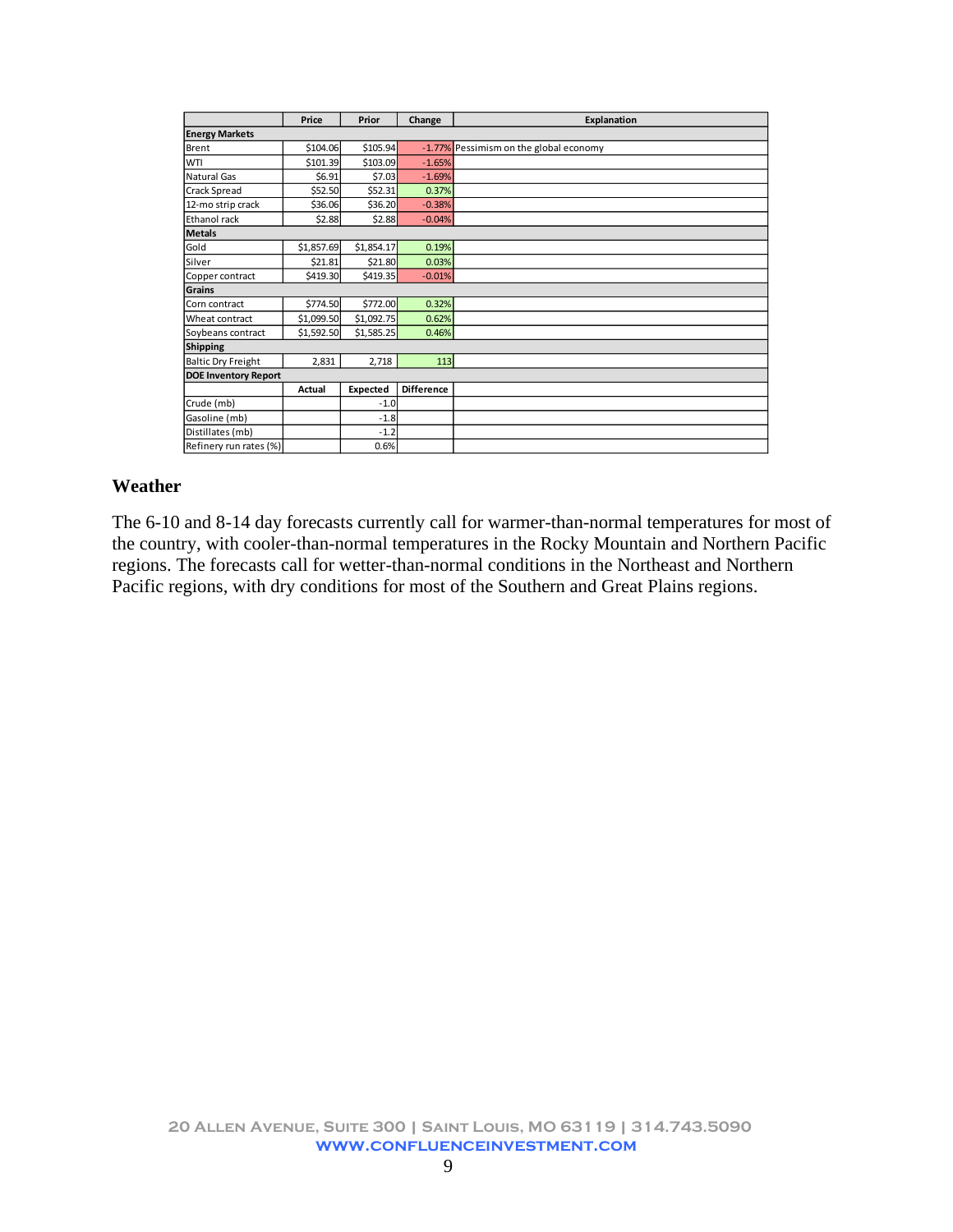| | Price | Prior | Change | Explanation |
|---|---|---|---|---|
| **Energy Markets** | | | | |
| Brent | $104.06 | $105.94 | -1.77% | Pessimism on the global economy |
| WTI | $101.39 | $103.09 | -1.65% | |
| Natural Gas | $6.91 | $7.03 | -1.69% | |
| Crack Spread | $52.50 | $52.31 | 0.37% | |
| 12-mo strip crack | $36.06 | $36.20 | -0.38% | |
| Ethanol rack | $2.88 | $2.88 | -0.04% | |
| **Metals** | | | | |
| Gold | $1,857.69 | $1,854.17 | 0.19% | |
| Silver | $21.81 | $21.80 | 0.03% | |
| Copper contract | $419.30 | $419.35 | -0.01% | |
| **Grains** | | | | |
| Corn contract | $774.50 | $772.00 | 0.32% | |
| Wheat contract | $1,099.50 | $1,092.75 | 0.62% | |
| Soybeans contract | $1,592.50 | $1,585.25 | 0.46% | |
| **Shipping** | | | | |
| Baltic Dry Freight | 2,831 | 2,718 | 113 | |
| **DOE Inventory Report** | | | | |
| | **Actual** | **Expected** | **Difference** | |
| Crude (mb) | | -1.0 | | |
| Gasoline (mb) | | -1.8 | | |
| Distillates (mb) | | -1.2 | | |
| Refinery run rates (%) | | 0.6% | | |

## Weather

The 6-10 and 8-14 day forecasts currently call for warmer-than-normal temperatures for most of the country, with cooler-than-normal temperatures in the Rocky Mountain and Northern Pacific regions. The forecasts call for wetter-than-normal conditions in the Northeast and Northern Pacific regions, with dry conditions for most of the Southern and Great Plains regions.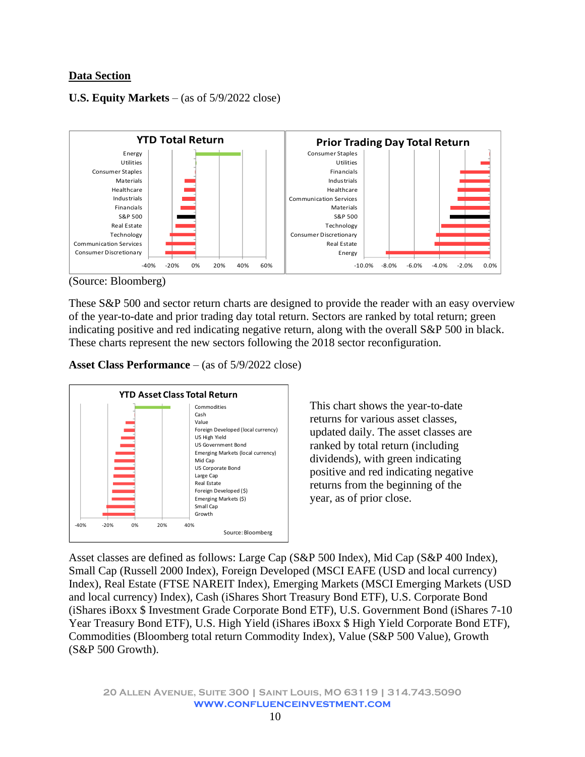## Data Section

**U.S. Equity Markets** – (as of 5/9/2022 close)

(Source: Bloomberg)

These S&P 500 and sector return charts are designed to provide the reader with an easy overview of the year-to-date and prior trading day total return. Sectors are ranked by total return; green indicating positive and red indicating negative return, along with the overall S&P 500 in black. These charts represent the new sectors following the 2018 sector reconfiguration.

**Asset Class Performance** – (as of 5/9/2022 close)

This chart shows the year-to-date returns for various asset classes, updated daily. The asset classes are ranked by total return (including dividends), with green indicating positive and red indicating negative returns from the beginning of the year, as of prior close.

Asset classes are defined as follows: Large Cap (S&P 500 Index), Mid Cap (S&P 400 Index), Small Cap (Russell 2000 Index), Foreign Developed (MSCI EAFE (USD and local currency) Index), Real Estate (FTSE NAREIT Index), Emerging Markets (MSCI Emerging Markets (USD and local currency) Index), Cash (iShares Short Treasury Bond ETF), U.S. Corporate Bond (iShares iBoxx $ Investment Grade Corporate Bond ETF), U.S. Government Bond (iShares 7-10 Year Treasury Bond ETF), U.S. High Yield (iShares iBoxx $ High Yield Corporate Bond ETF), Commodities (Bloomberg total return Commodity Index), Value (S&P 500 Value), Growth (S&P 500 Growth).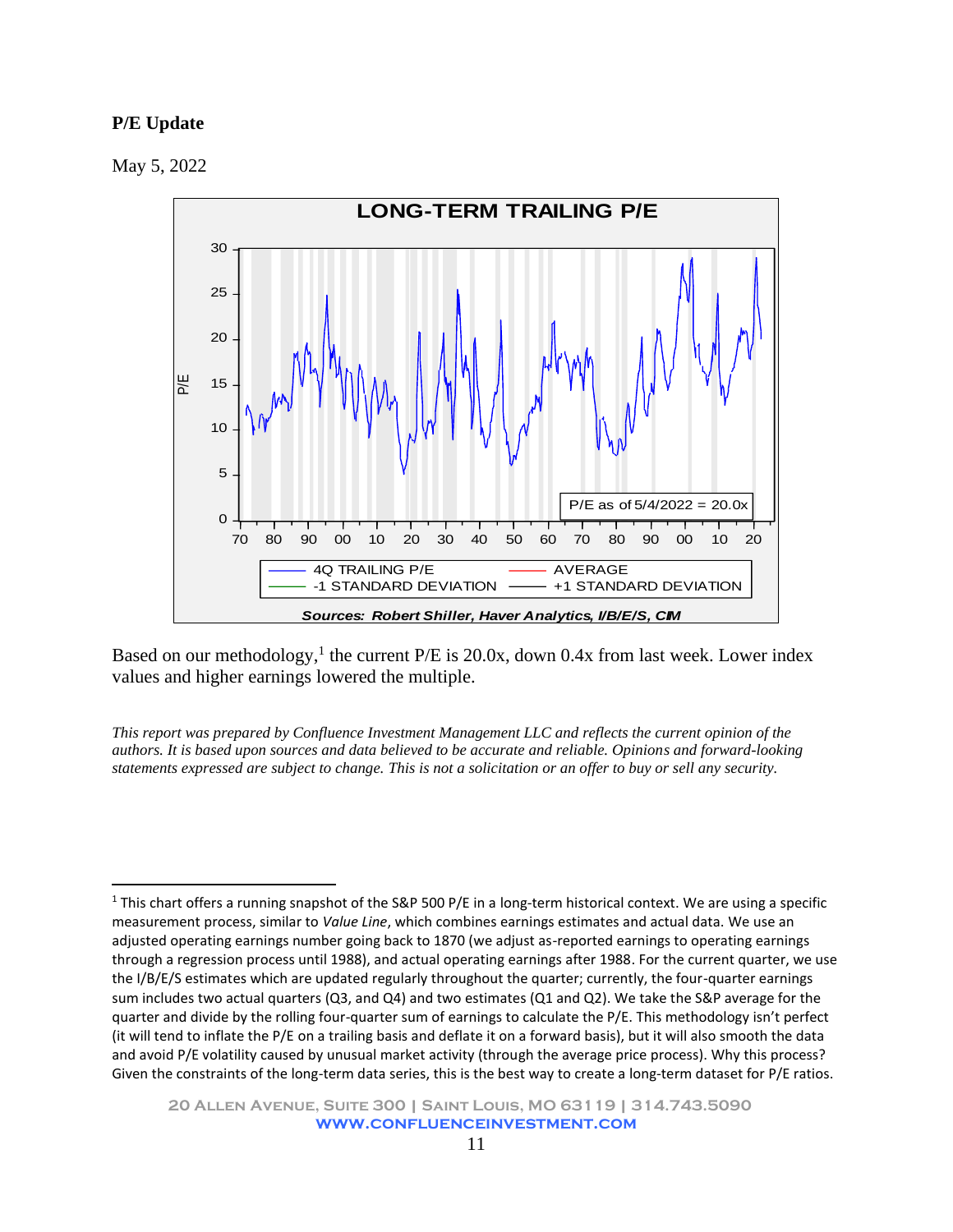**P/E Update**

May 5, 2022

LONG-TERM TRAILING P/E

P/E

30
25
20
15
10
5
0

70 80 90 00 10 20 30 40 50 60 70 80 90 00 10 20

P/E as of 5/4/2022 = 20.0x

4Q TRAILING P/E
AVERAGE
-1 STANDARD DEVIATION
+1 STANDARD DEVIATION

*Sources: Robert Shiller, Haver Analytics, I/B/E/S, CIM*

Based on our methodology,[1] the current P/E is 20.0x, down 0.4x from last week. Lower index values and higher earnings lowered the multiple.

*This report was prepared by Confluence Investment Management LLC and reflects the current opinion of the authors. It is based upon sources and data believed to be accurate and reliable. Opinions and forward-looking statements expressed are subject to change. This is not a solicitation or an offer to buy or sell any security.*

---

[1] This chart offers a running snapshot of the S&P 500 P/E in a long-term historical context. We are using a specific measurement process, similar to *Value Line*, which combines earnings estimates and actual data. We use an adjusted operating earnings number going back to 1870 (we adjust as-reported earnings to operating earnings through a regression process until 1988), and actual operating earnings after 1988. For the current quarter, we use the I/B/E/S estimates which are updated regularly throughout the quarter; currently, the four-quarter earnings sum includes two actual quarters (Q3, and Q4) and two estimates (Q1 and Q2). We take the S&P average for the quarter and divide by the rolling four-quarter sum of earnings to calculate the P/E. This methodology isn't perfect (it will tend to inflate the P/E on a trailing basis and deflate it on a forward basis), but it will also smooth the data and avoid P/E volatility caused by unusual market activity (through the average price process). Why this process? Given the constraints of the long-term data series, this is the best way to create a long-term dataset for P/E ratios.

20 Allen Avenue, Suite 300 | Saint Louis, MO 63119 | 314.743.5090
www.confluenceinvestment.com